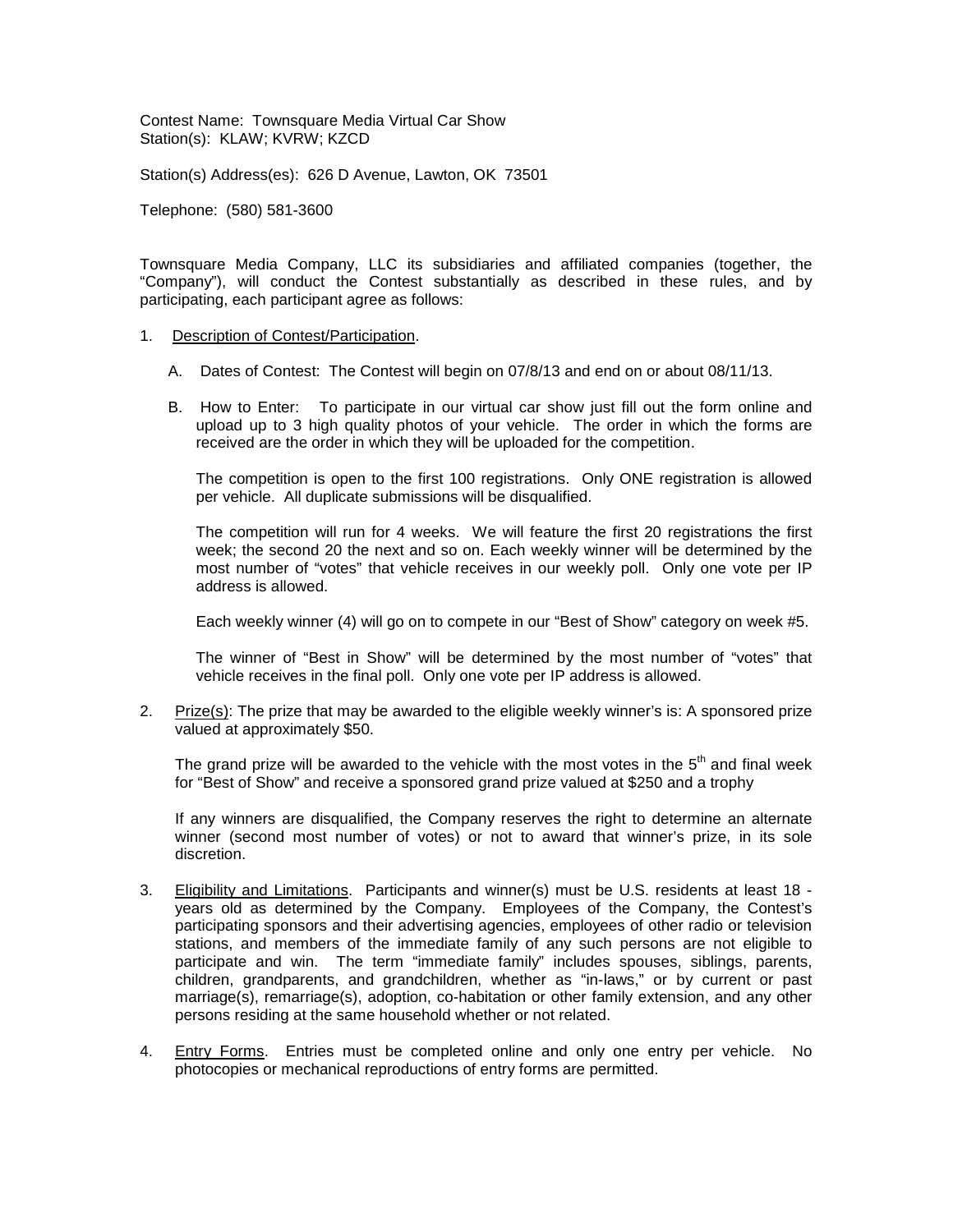Contest Name: Townsquare Media Virtual Car Show
Station(s): KLAW; KVRW; KZCD

Station(s) Address(es): 626 D Avenue, Lawton, OK 73501

Telephone: (580) 581-3600

Townsquare Media Company, LLC its subsidiaries and affiliated companies (together, the "Company"), will conduct the Contest substantially as described in these rules, and by participating, each participant agree as follows:

1. Description of Contest/Participation.

   A. Dates of Contest: The Contest will begin on 07/8/13 and end on or about 08/11/13.

   B. How to Enter: To participate in our virtual car show just fill out the form online and upload up to 3 high quality photos of your vehicle. The order in which the forms are received are the order in which they will be uploaded for the competition.

      The competition is open to the first 100 registrations. Only ONE registration is allowed per vehicle. All duplicate submissions will be disqualified.

      The competition will run for 4 weeks. We will feature the first 20 registrations the first week; the second 20 the next and so on. Each weekly winner will be determined by the most number of "votes" that vehicle receives in our weekly poll. Only one vote per IP address is allowed.

      Each weekly winner (4) will go on to compete in our "Best of Show" category on week #5.

      The winner of "Best in Show" will be determined by the most number of "votes" that vehicle receives in the final poll. Only one vote per IP address is allowed.

2. Prize(s): The prize that may be awarded to the eligible weekly winner's is: A sponsored prize valued at approximately $50.

   The grand prize will be awarded to the vehicle with the most votes in the 5th and final week for "Best of Show" and receive a sponsored grand prize valued at $250 and a trophy

   If any winners are disqualified, the Company reserves the right to determine an alternate winner (second most number of votes) or not to award that winner's prize, in its sole discretion.

3. Eligibility and Limitations. Participants and winner(s) must be U.S. residents at least 18 - years old as determined by the Company. Employees of the Company, the Contest's participating sponsors and their advertising agencies, employees of other radio or television stations, and members of the immediate family of any such persons are not eligible to participate and win. The term "immediate family" includes spouses, siblings, parents, children, grandparents, and grandchildren, whether as "in-laws," or by current or past marriage(s), remarriage(s), adoption, co-habitation or other family extension, and any other persons residing at the same household whether or not related.

4. Entry Forms. Entries must be completed online and only one entry per vehicle. No photocopies or mechanical reproductions of entry forms are permitted.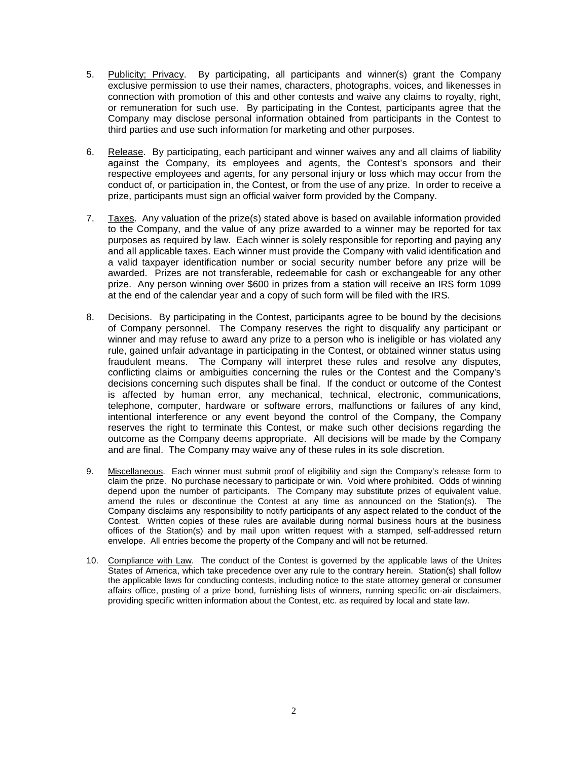5. Publicity; Privacy. By participating, all participants and winner(s) grant the Company exclusive permission to use their names, characters, photographs, voices, and likenesses in connection with promotion of this and other contests and waive any claims to royalty, right, or remuneration for such use. By participating in the Contest, participants agree that the Company may disclose personal information obtained from participants in the Contest to third parties and use such information for marketing and other purposes.

6. Release. By participating, each participant and winner waives any and all claims of liability against the Company, its employees and agents, the Contest's sponsors and their respective employees and agents, for any personal injury or loss which may occur from the conduct of, or participation in, the Contest, or from the use of any prize. In order to receive a prize, participants must sign an official waiver form provided by the Company.

7. Taxes. Any valuation of the prize(s) stated above is based on available information provided to the Company, and the value of any prize awarded to a winner may be reported for tax purposes as required by law. Each winner is solely responsible for reporting and paying any and all applicable taxes. Each winner must provide the Company with valid identification and a valid taxpayer identification number or social security number before any prize will be awarded. Prizes are not transferable, redeemable for cash or exchangeable for any other prize. Any person winning over $600 in prizes from a station will receive an IRS form 1099 at the end of the calendar year and a copy of such form will be filed with the IRS.

8. Decisions. By participating in the Contest, participants agree to be bound by the decisions of Company personnel. The Company reserves the right to disqualify any participant or winner and may refuse to award any prize to a person who is ineligible or has violated any rule, gained unfair advantage in participating in the Contest, or obtained winner status using fraudulent means. The Company will interpret these rules and resolve any disputes, conflicting claims or ambiguities concerning the rules or the Contest and the Company's decisions concerning such disputes shall be final. If the conduct or outcome of the Contest is affected by human error, any mechanical, technical, electronic, communications, telephone, computer, hardware or software errors, malfunctions or failures of any kind, intentional interference or any event beyond the control of the Company, the Company reserves the right to terminate this Contest, or make such other decisions regarding the outcome as the Company deems appropriate. All decisions will be made by the Company and are final. The Company may waive any of these rules in its sole discretion.

9. Miscellaneous. Each winner must submit proof of eligibility and sign the Company's release form to claim the prize. No purchase necessary to participate or win. Void where prohibited. Odds of winning depend upon the number of participants. The Company may substitute prizes of equivalent value, amend the rules or discontinue the Contest at any time as announced on the Station(s). The Company disclaims any responsibility to notify participants of any aspect related to the conduct of the Contest. Written copies of these rules are available during normal business hours at the business offices of the Station(s) and by mail upon written request with a stamped, self-addressed return envelope. All entries become the property of the Company and will not be returned.

10. Compliance with Law. The conduct of the Contest is governed by the applicable laws of the Unites States of America, which take precedence over any rule to the contrary herein. Station(s) shall follow the applicable laws for conducting contests, including notice to the state attorney general or consumer affairs office, posting of a prize bond, furnishing lists of winners, running specific on-air disclaimers, providing specific written information about the Contest, etc. as required by local and state law.